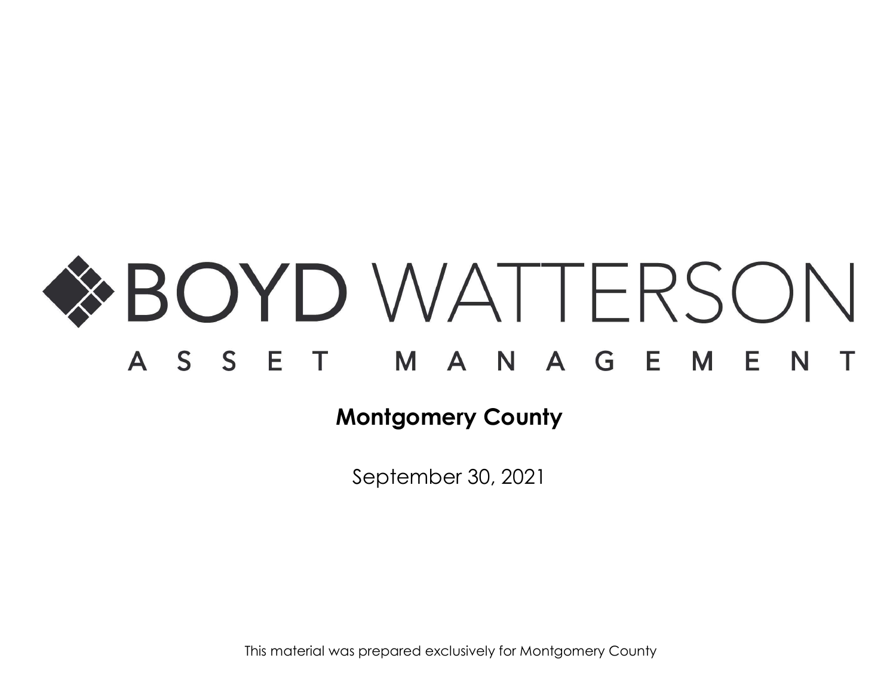# BOYD WATTERSON

ASSET MANAGEMENT

**Montgomery County**

September 30, 2021

This material was prepared exclusively for Montgomery County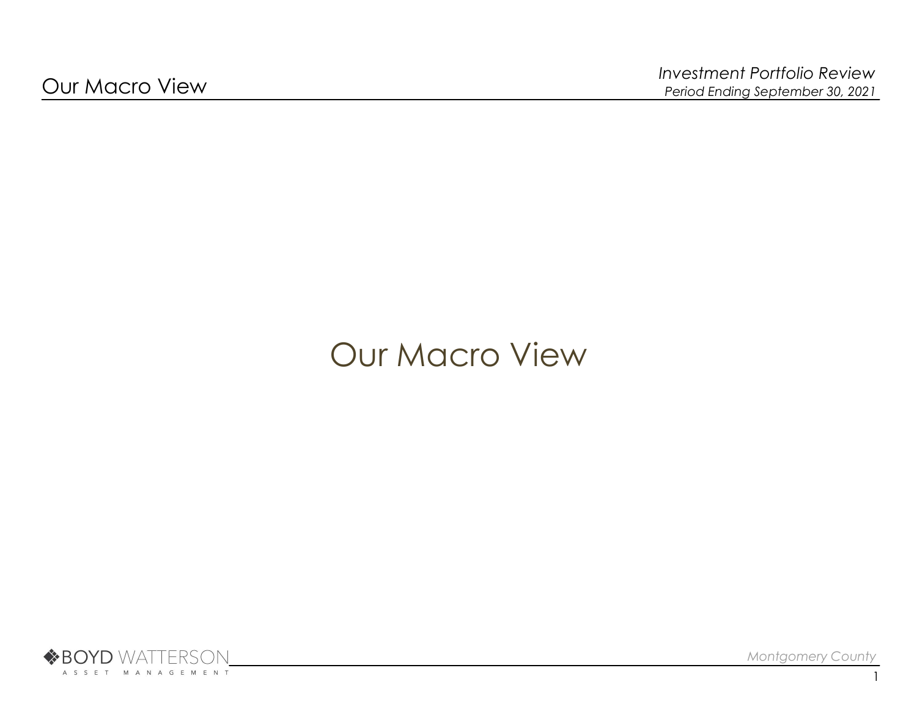# Our Macro View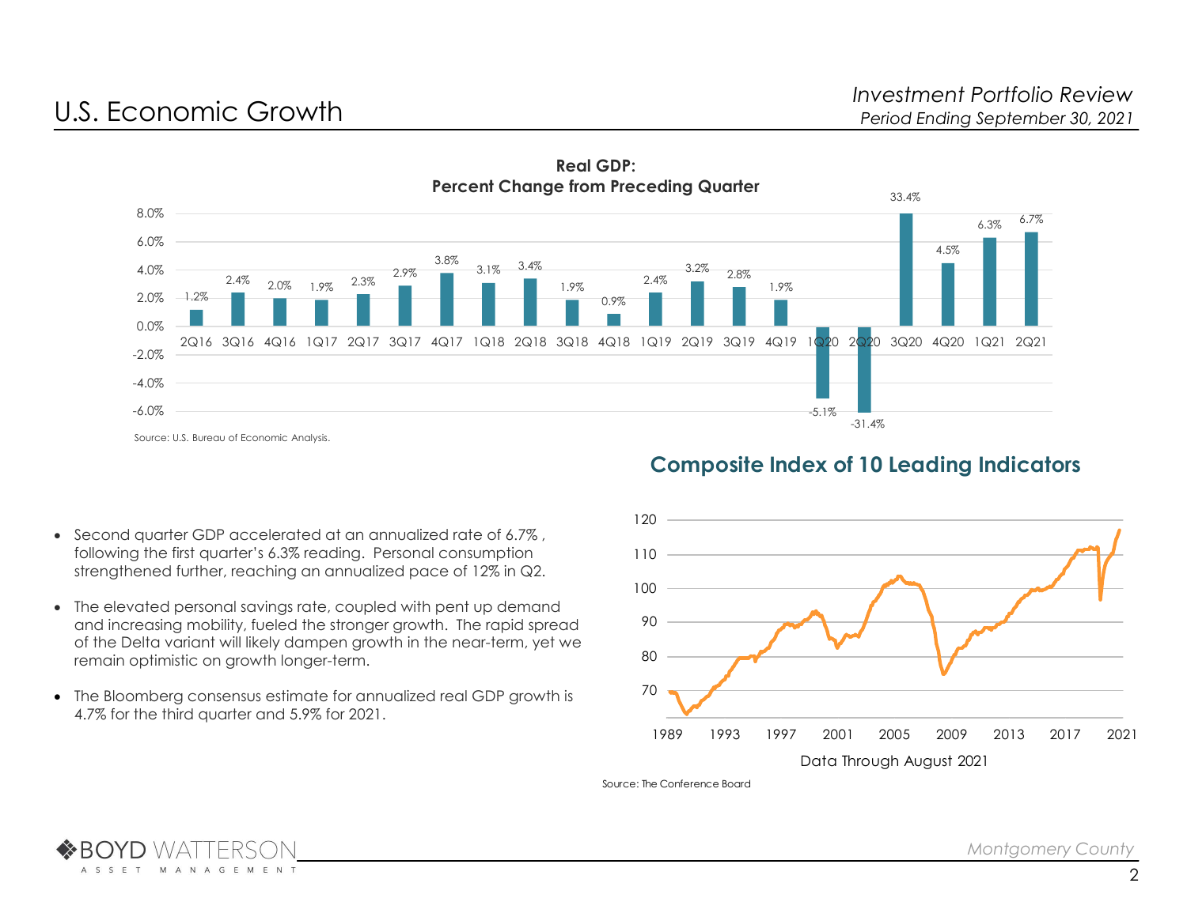# U.S. Economic Growth

**Real GDP: Percent Change from Preceding Quarter**

| Quarter | Percent Change |
| --- | --- |
| 2Q16 | 1.2% |
| 3Q16 | 2.4% |
| 4Q16 | 2.0% |
| 1Q17 | 1.9% |
| 2Q17 | 2.3% |
| 3Q17 | 2.9% |
| 4Q17 | 3.8% |
| 1Q18 | 3.1% |
| 2Q18 | 3.4% |
| 3Q18 | 1.9% |
| 4Q18 | 0.9% |
| 1Q19 | 2.4% |
| 2Q19 | 3.2% |
| 3Q19 | 2.8% |
| 4Q19 | 1.9% |
| 1Q20 | -5.1% |
| 2Q20 | -31.4% |
| 3Q20 | 33.4% |
| 4Q20 | 4.5% |
| 1Q21 | 6.3% |
| 2Q21 | 6.7% |

Source: U.S. Bureau of Economic Analysis.

- Second quarter GDP accelerated at an annualized rate of 6.7% , following the first quarter's 6.3% reading. Personal consumption strengthened further, reaching an annualized pace of 12% in Q2.
- The elevated personal savings rate, coupled with pent up demand and increasing mobility, fueled the stronger growth. The rapid spread of the Delta variant will likely dampen growth in the near-term, yet we remain optimistic on growth longer-term.
- The Bloomberg consensus estimate for annualized real GDP growth is 4.7% for the third quarter and 5.9% for 2021.

## Composite Index of 10 Leading Indicators

Data Through August 2021

Source: The Conference Board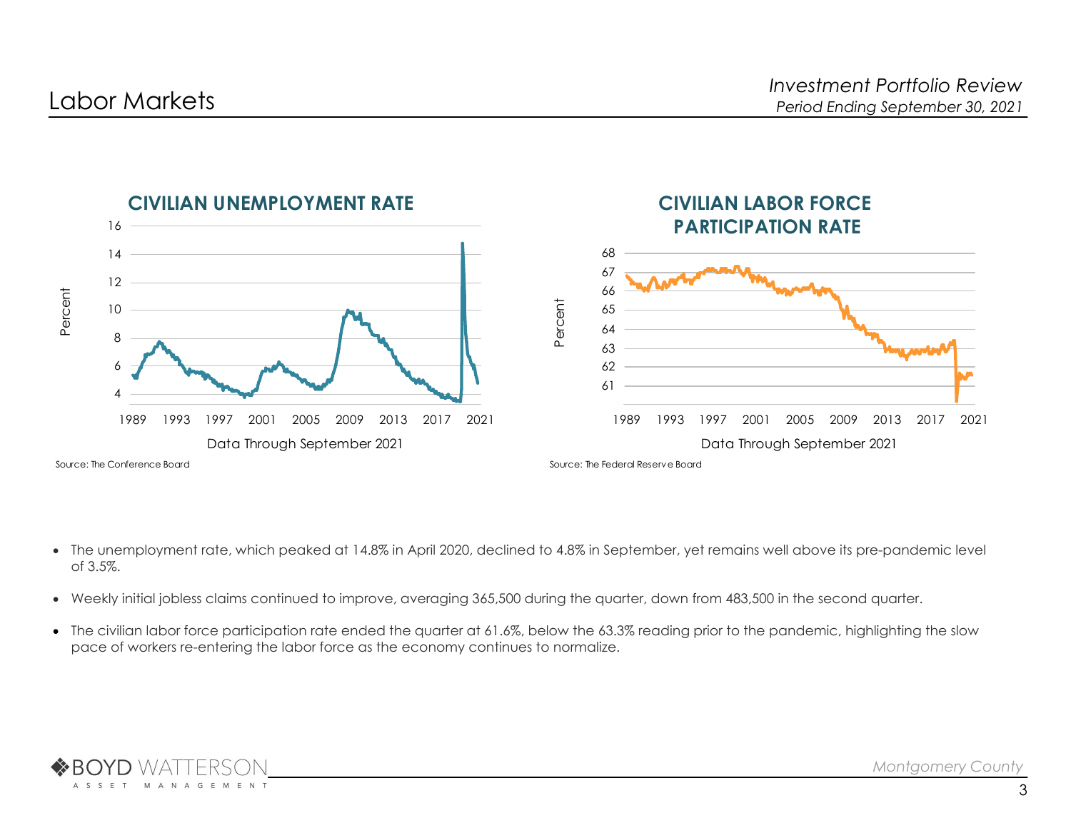# Labor Markets

*Investment Portfolio Review*
*Period Ending September 30, 2021*

**CIVILIAN UNEMPLOYMENT RATE**

Data Through September 2021

Source: The Conference Board

**CIVILIAN LABOR FORCE PARTICIPATION RATE**

Data Through September 2021

Source: The Federal Reserve Board

- The unemployment rate, which peaked at 14.8% in April 2020, declined to 4.8% in September, yet remains well above its pre-pandemic level of 3.5%.
- Weekly initial jobless claims continued to improve, averaging 365,500 during the quarter, down from 483,500 in the second quarter.
- The civilian labor force participation rate ended the quarter at 61.6%, below the 63.3% reading prior to the pandemic, highlighting the slow pace of workers re-entering the labor force as the economy continues to normalize.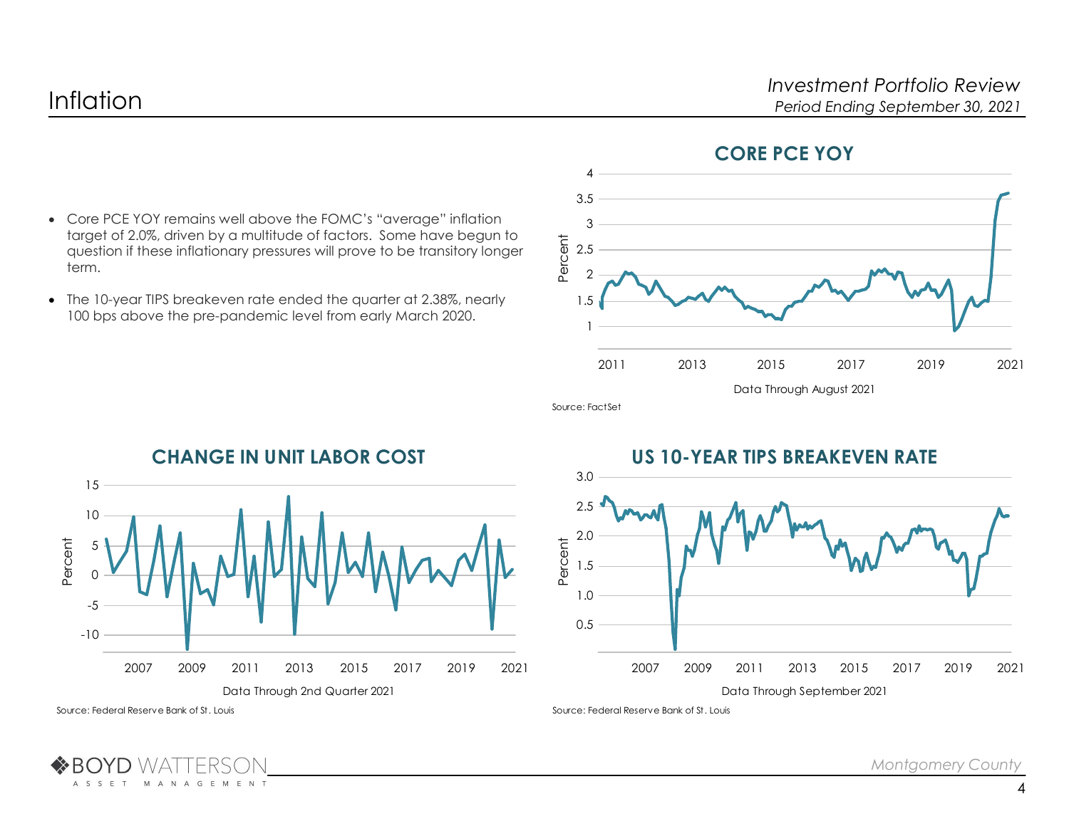# Inflation

- Core PCE YOY remains well above the FOMC's "average" inflation target of 2.0%, driven by a multitude of factors. Some have begun to question if these inflationary pressures will prove to be transitory longer term.
- The 10-year TIPS breakeven rate ended the quarter at 2.38%, nearly 100 bps above the pre-pandemic level from early March 2020.

## CORE PCE YOY

Data Through August 2021

Source: FactSet

## CHANGE IN UNIT LABOR COST

Data Through 2nd Quarter 2021

Source: Federal Reserve Bank of St. Louis

## US 10-YEAR TIPS BREAKEVEN RATE

Data Through September 2021

Source: Federal Reserve Bank of St. Louis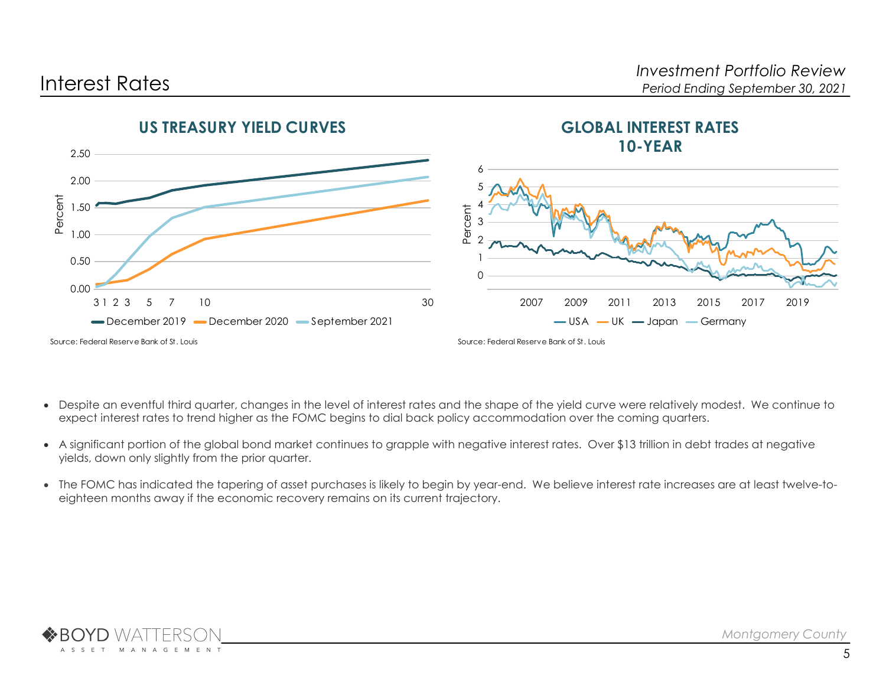# Interest Rates

## US TREASURY YIELD CURVES

Source: Federal Reserve Bank of St. Louis

## GLOBAL INTEREST RATES 10-YEAR

Source: Federal Reserve Bank of St. Louis

- Despite an eventful third quarter, changes in the level of interest rates and the shape of the yield curve were relatively modest. We continue to expect interest rates to trend higher as the FOMC begins to dial back policy accommodation over the coming quarters.
- A significant portion of the global bond market continues to grapple with negative interest rates. Over $13 trillion in debt trades at negative yields, down only slightly from the prior quarter.
- The FOMC has indicated the tapering of asset purchases is likely to begin by year-end. We believe interest rate increases are at least twelve-to-eighteen months away if the economic recovery remains on its current trajectory.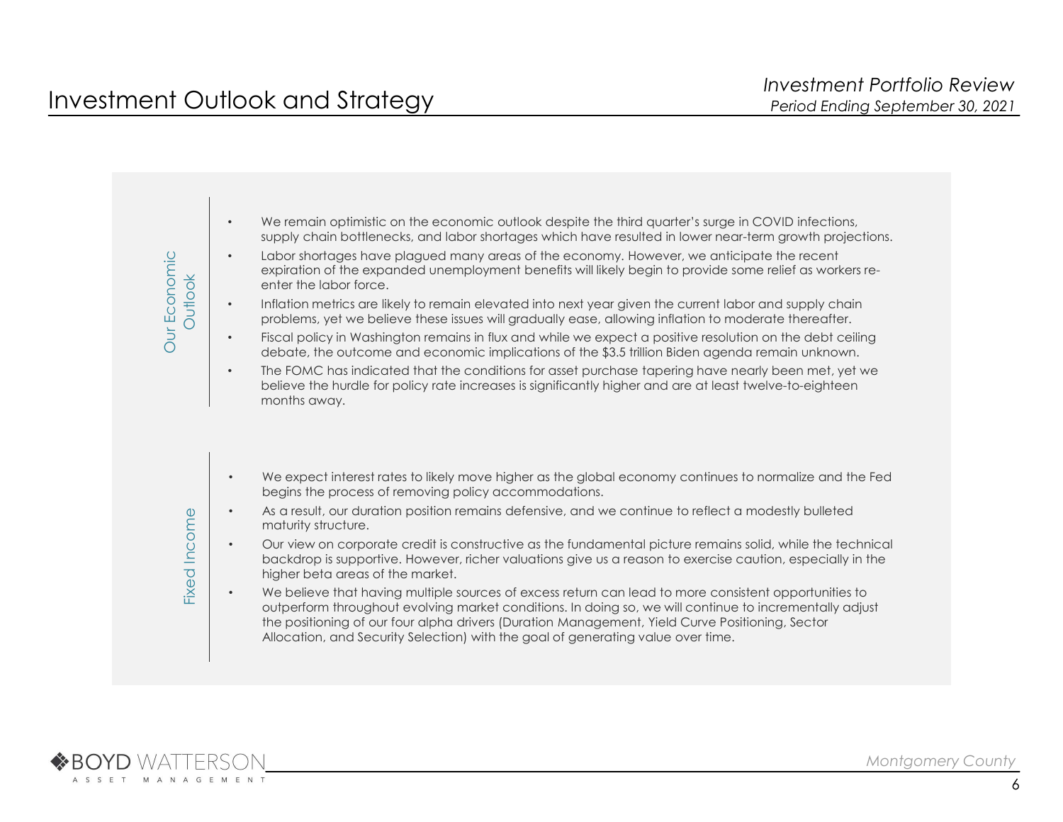# Investment Outlook and Strategy

*Investment Portfolio Review*
*Period Ending September 30, 2021*

## Our Economic Outlook

- We remain optimistic on the economic outlook despite the third quarter's surge in COVID infections, supply chain bottlenecks, and labor shortages which have resulted in lower near-term growth projections.
- Labor shortages have plagued many areas of the economy. However, we anticipate the recent expiration of the expanded unemployment benefits will likely begin to provide some relief as workers re-enter the labor force.
- Inflation metrics are likely to remain elevated into next year given the current labor and supply chain problems, yet we believe these issues will gradually ease, allowing inflation to moderate thereafter.
- Fiscal policy in Washington remains in flux and while we expect a positive resolution on the debt ceiling debate, the outcome and economic implications of the $3.5 trillion Biden agenda remain unknown.
- The FOMC has indicated that the conditions for asset purchase tapering have nearly been met, yet we believe the hurdle for policy rate increases is significantly higher and are at least twelve-to-eighteen months away.

## Fixed Income

- We expect interest rates to likely move higher as the global economy continues to normalize and the Fed begins the process of removing policy accommodations.
- As a result, our duration position remains defensive, and we continue to reflect a modestly bulleted maturity structure.
- Our view on corporate credit is constructive as the fundamental picture remains solid, while the technical backdrop is supportive. However, richer valuations give us a reason to exercise caution, especially in the higher beta areas of the market.
- We believe that having multiple sources of excess return can lead to more consistent opportunities to outperform throughout evolving market conditions. In doing so, we will continue to incrementally adjust the positioning of our four alpha drivers (Duration Management, Yield Curve Positioning, Sector Allocation, and Security Selection) with the goal of generating value over time.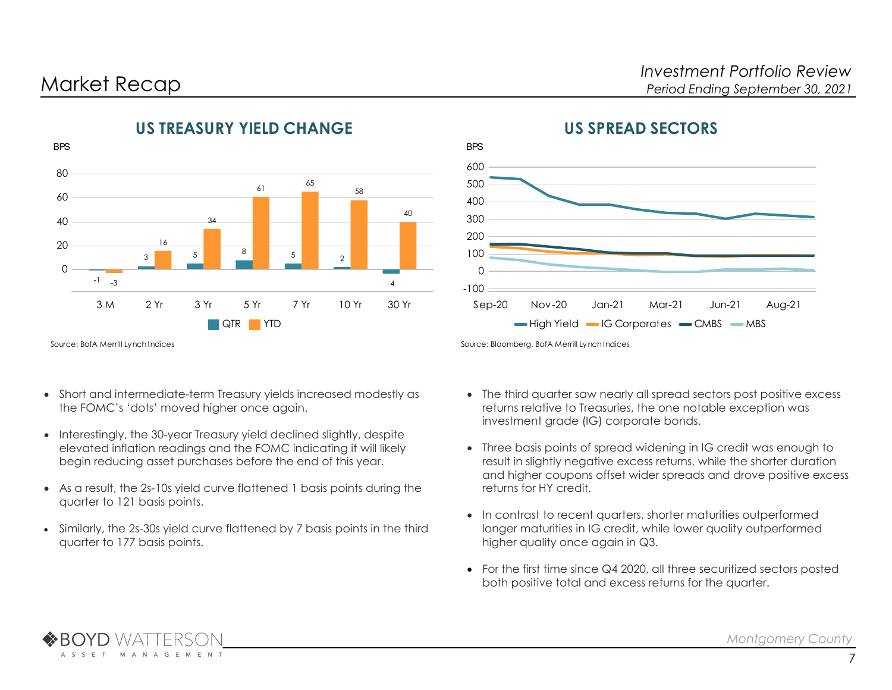# Market Recap

## US TREASURY YIELD CHANGE

BPS

| | 3 M | 2 Yr | 3 Yr | 5 Yr | 7 Yr | 10 Yr | 30 Yr |
|---|---|---|---|---|---|---|---|
| QTR | -1 | 3 | 5 | 8 | 5 | 2 | -4 |
| YTD | -3 | 16 | 34 | 61 | 65 | 58 | 40 |

Source: BofA Merrill Lynch Indices

## US SPREAD SECTORS

BPS

High Yield, IG Corporates, CMBS, MBS (Sep-20 to Aug-21)

Source: Bloomberg, BofA Merrill Lynch Indices

- Short and intermediate-term Treasury yields increased modestly as the FOMC's 'dots' moved higher once again.
- Interestingly, the 30-year Treasury yield declined slightly, despite elevated inflation readings and the FOMC indicating it will likely begin reducing asset purchases before the end of this year.
- As a result, the 2s-10s yield curve flattened 1 basis points during the quarter to 121 basis points.
- Similarly, the 2s-30s yield curve flattened by 7 basis points in the third quarter to 177 basis points.

- The third quarter saw nearly all spread sectors post positive excess returns relative to Treasuries, the one notable exception was investment grade (IG) corporate bonds.
- Three basis points of spread widening in IG credit was enough to result in slightly negative excess returns, while the shorter duration and higher coupons offset wider spreads and drove positive excess returns for HY credit.
- In contrast to recent quarters, shorter maturities outperformed longer maturities in IG credit, while lower quality outperformed higher quality once again in Q3.
- For the first time since Q4 2020, all three securitized sectors posted both positive total and excess returns for the quarter.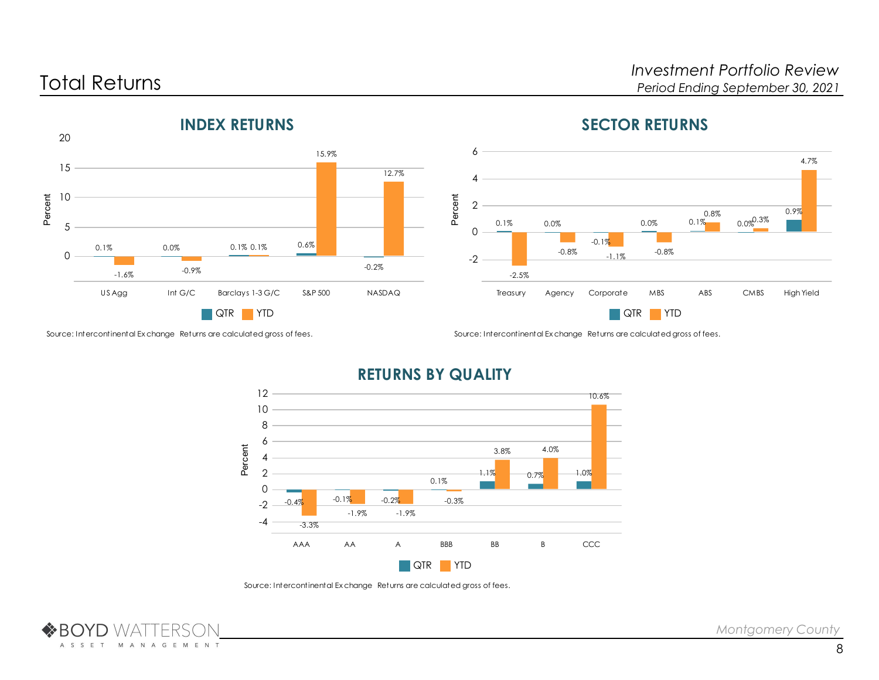# Total Returns

*Investment Portfolio Review*
*Period Ending September 30, 2021*

## INDEX RETURNS

| Index | QTR | YTD |
|---|---|---|
| US Agg | 0.1% | -1.6% |
| Int G/C | 0.0% | -0.9% |
| Barclays 1-3 G/C | 0.1% | 0.1% |
| S&P 500 | 0.6% | 15.9% |
| NASDAQ | -0.2% | 12.7% |

Source: Intercontinental Exchange Returns are calculated gross of fees.

## SECTOR RETURNS

| Sector | QTR | YTD |
|---|---|---|
| Treasury | 0.1% | -2.5% |
| Agency | 0.0% | -0.8% |
| Corporate | -0.1% | -1.1% |
| MBS | 0.0% | -0.8% |
| ABS | 0.1% | 0.8% |
| CMBS | 0.0% | 0.3% |
| High Yield | 0.9% | 4.7% |

Source: Intercontinental Exchange Returns are calculated gross of fees.

## RETURNS BY QUALITY

| Quality | QTR | YTD |
|---|---|---|
| AAA | -0.4% | -3.3% |
| AA | -0.1% | -1.9% |
| A | -0.2% | -1.9% |
| BBB | 0.1% | -0.3% |
| BB | 1.1% | 3.8% |
| B | 0.7% | 4.0% |
| CCC | 1.0% | 10.6% |

Source: Intercontinental Exchange Returns are calculated gross of fees.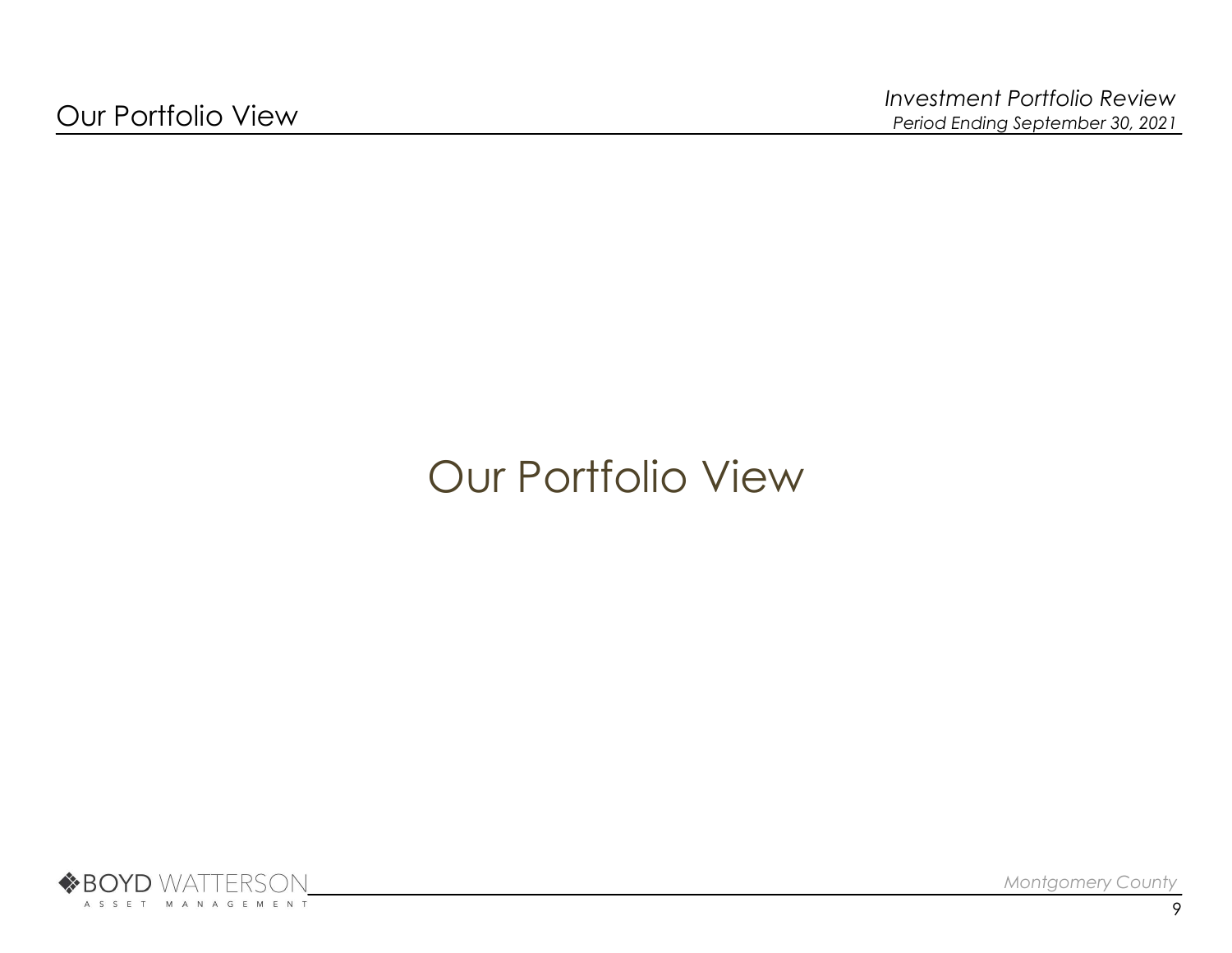# Our Portfolio View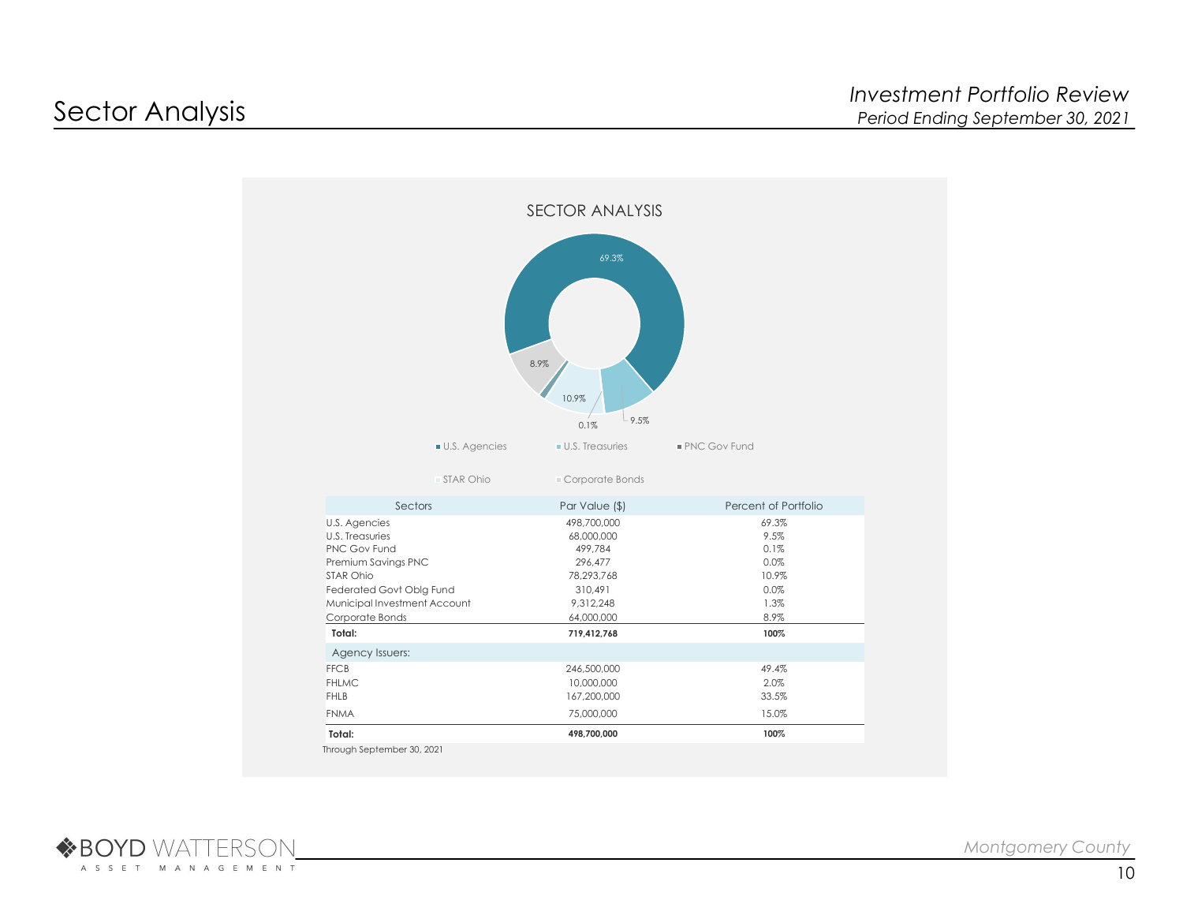# Sector Analysis

## SECTOR ANALYSIS

69.3%
8.9%
10.9%
0.1%
9.5%

■ U.S. Agencies ■ U.S. Treasuries ■ PNC Gov Fund

■ STAR Ohio ■ Corporate Bonds

| Sectors | Par Value ($) | Percent of Portfolio |
|---|---|---|
| U.S. Agencies | 498,700,000 | 69.3% |
| U.S. Treasuries | 68,000,000 | 9.5% |
| PNC Gov Fund | 499,784 | 0.1% |
| Premium Savings PNC | 296,477 | 0.0% |
| STAR Ohio | 78,293,768 | 10.9% |
| Federated Govt Oblg Fund | 310,491 | 0.0% |
| Municipal Investment Account | 9,312,248 | 1.3% |
| Corporate Bonds | 64,000,000 | 8.9% |
| **Total:** | **719,412,768** | **100%** |
| Agency Issuers: | | |
| FFCB | 246,500,000 | 49.4% |
| FHLMC | 10,000,000 | 2.0% |
| FHLB | 167,200,000 | 33.5% |
| FNMA | 75,000,000 | 15.0% |
| **Total:** | **498,700,000** | **100%** |

Through September 30, 2021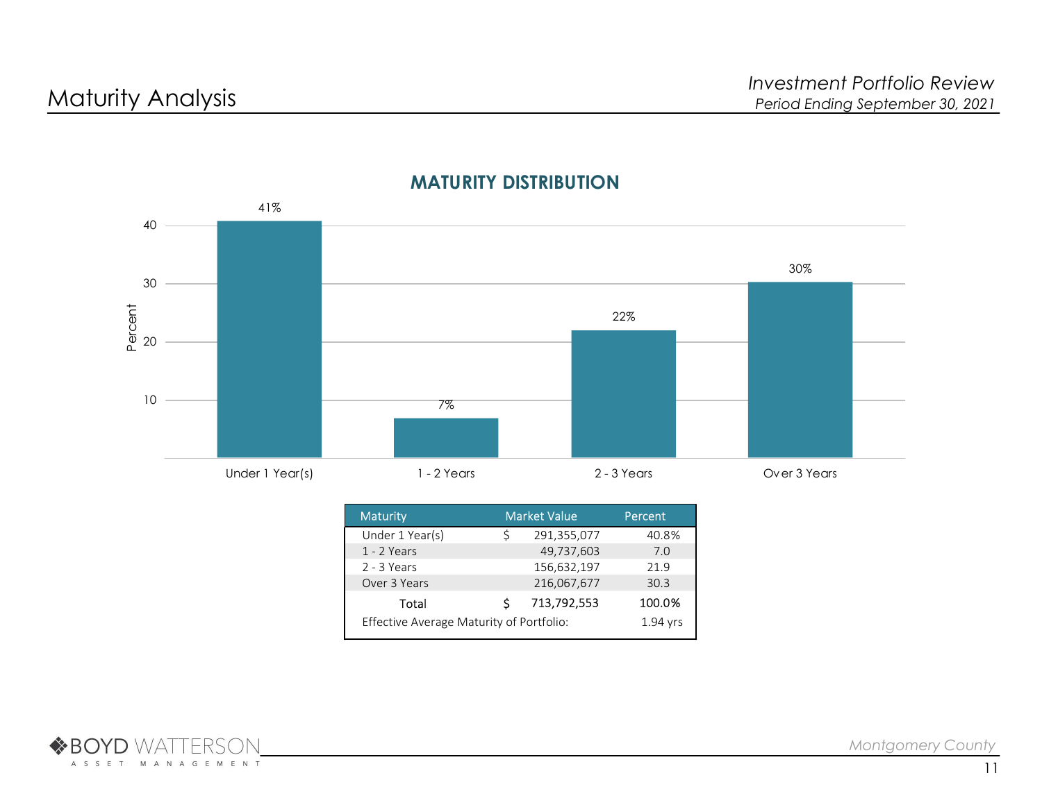# Maturity Analysis

*Investment Portfolio Review*
*Period Ending September 30, 2021*

## MATURITY DISTRIBUTION

| Maturity | Market Value | Percent |
|---|---|---|
| Under 1 Year(s) | $ 291,355,077 | 40.8% |
| 1 - 2 Years | 49,737,603 | 7.0 |
| 2 - 3 Years | 156,632,197 | 21.9 |
| Over 3 Years | 216,067,677 | 30.3 |
| Total | $ 713,792,553 | 100.0% |
| Effective Average Maturity of Portfolio: | | 1.94 yrs |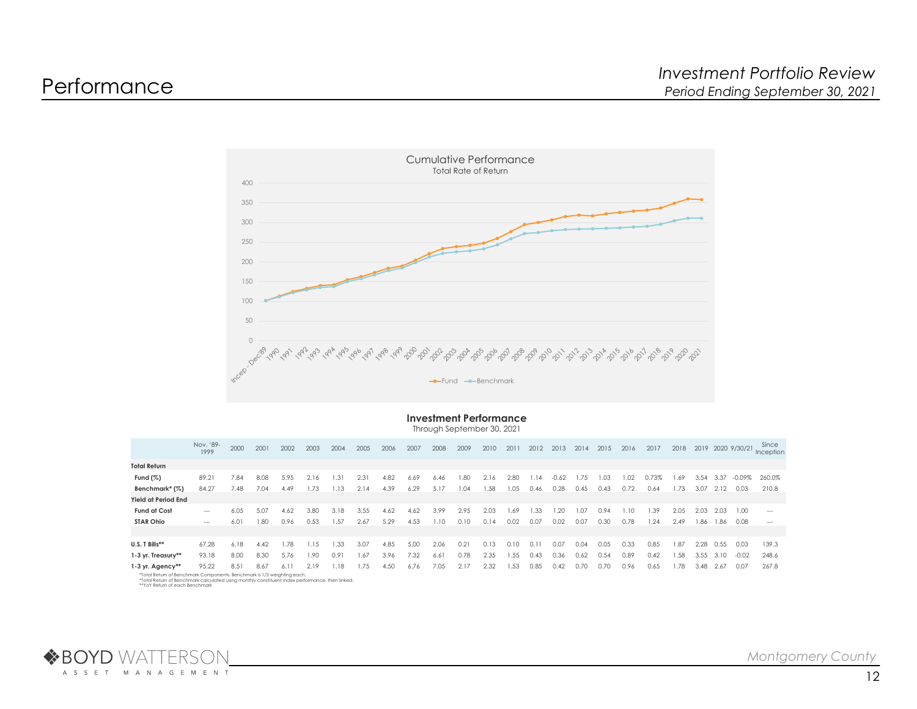# Performance

## Investment Portfolio Review
*Period Ending September 30, 2021*

Cumulative Performance
Total Rate of Return

**Investment Performance**
Through September 30, 2021

| | Nov. '89-1999 | 2000 | 2001 | 2002 | 2003 | 2004 | 2005 | 2006 | 2007 | 2008 | 2009 | 2010 | 2011 | 2012 | 2013 | 2014 | 2015 | 2016 | 2017 | 2018 | 2019 | 2020 | 9/30/21 | Since Inception |
|---|---|---|---|---|---|---|---|---|---|---|---|---|---|---|---|---|---|---|---|---|---|---|---|---|
| **Total Return** | | | | | | | | | | | | | | | | | | | | | | | | |
| **Fund (%)** | 89.21 | 7.84 | 8.08 | 5.95 | 2.16 | 1.31 | 2.31 | 4.82 | 6.69 | 6.46 | 1.80 | 2.16 | 2.80 | 1.14 | -0.62 | 1.75 | 1.03 | 1.02 | 0.73% | 1.69 | 3.54 | 3.37 | -0.09% | 260.0% |
| **Benchmark* (%)** | 84.27 | 7.48 | 7.04 | 4.49 | 1.73 | 1.13 | 2.14 | 4.39 | 6.29 | 5.17 | 1.04 | 1.58 | 1.05 | 0.46 | 0.28 | 0.45 | 0.43 | 0.72 | 0.64 | 1.73 | 3.07 | 2.12 | 0.03 | 210.8 |
| **Yield at Period End** | | | | | | | | | | | | | | | | | | | | | | | | |
| **Fund at Cost** | --- | 6.05 | 5.07 | 4.62 | 3.80 | 3.18 | 3.55 | 4.62 | 4.62 | 3.99 | 2.95 | 2.03 | 1.69 | 1.33 | 1.20 | 1.07 | 0.94 | 1.10 | 1.39 | 2.05 | 2.03 | 2.03 | 1.00 | --- |
| **STAR Ohio** | --- | 6.01 | 1.80 | 0.96 | 0.53 | 1.57 | 2.67 | 5.29 | 4.53 | 1.10 | 0.10 | 0.14 | 0.02 | 0.07 | 0.02 | 0.07 | 0.30 | 0.78 | 1.24 | 2.49 | 1.86 | 1.86 | 0.08 | --- |
| | | | | | | | | | | | | | | | | | | | | | | | | |
| **U.S. T Bills**** | 67.28 | 6.18 | 4.42 | 1.78 | 1.15 | 1.33 | 3.07 | 4.85 | 5.00 | 2.06 | 0.21 | 0.13 | 0.10 | 0.11 | 0.07 | 0.04 | 0.05 | 0.33 | 0.85 | 1.87 | 2.28 | 0.55 | 0.03 | 139.3 |
| **1-3 yr. Treasury**** | 93.18 | 8.00 | 8.30 | 5.76 | 1.90 | 0.91 | 1.67 | 3.96 | 7.32 | 6.61 | 0.78 | 2.35 | 1.55 | 0.43 | 0.36 | 0.62 | 0.54 | 0.89 | 0.42 | 1.58 | 3.55 | 3.10 | -0.02 | 248.6 |
| **1-3 yr. Agency**** | 95.22 | 8.51 | 8.67 | 6.11 | 2.19 | 1.18 | 1.75 | 4.50 | 6.76 | 7.05 | 2.17 | 2.32 | 1.53 | 0.85 | 0.42 | 0.70 | 0.70 | 0.96 | 0.65 | 1.78 | 3.48 | 2.67 | 0.07 | 267.8 |

*Total Return of Benchmark Components. Benchmark is 1/3 weighting each.
*Total Return of Benchmark calculated using monthly constituent index performance, then linked.
**YoY Return of each Benchmark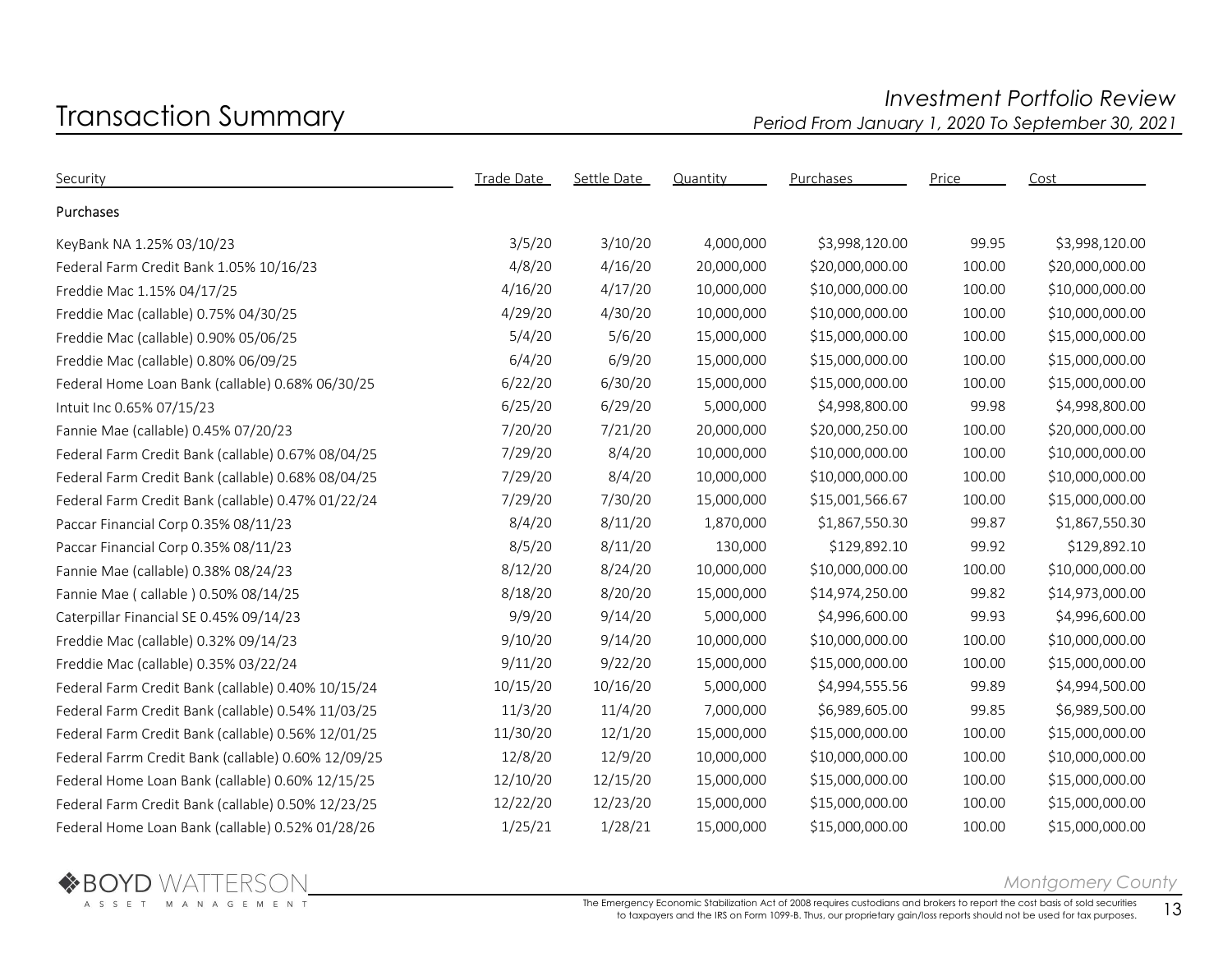# Transaction Summary

*Investment Portfolio Review*
*Period From January 1, 2020 To September 30, 2021*

| Security | Trade Date | Settle Date | Quantity | Purchases | Price | Cost |
|---|---|---|---|---|---|---|
| **Purchases** | | | | | | |
| KeyBank NA 1.25% 03/10/23 | 3/5/20 | 3/10/20 | 4,000,000 | $3,998,120.00 | 99.95 | $3,998,120.00 |
| Federal Farm Credit Bank 1.05% 10/16/23 | 4/8/20 | 4/16/20 | 20,000,000 | $20,000,000.00 | 100.00 | $20,000,000.00 |
| Freddie Mac 1.15% 04/17/25 | 4/16/20 | 4/17/20 | 10,000,000 | $10,000,000.00 | 100.00 | $10,000,000.00 |
| Freddie Mac (callable) 0.75% 04/30/25 | 4/29/20 | 4/30/20 | 10,000,000 | $10,000,000.00 | 100.00 | $10,000,000.00 |
| Freddie Mac (callable) 0.90% 05/06/25 | 5/4/20 | 5/6/20 | 15,000,000 | $15,000,000.00 | 100.00 | $15,000,000.00 |
| Freddie Mac (callable) 0.80% 06/09/25 | 6/4/20 | 6/9/20 | 15,000,000 | $15,000,000.00 | 100.00 | $15,000,000.00 |
| Federal Home Loan Bank (callable) 0.68% 06/30/25 | 6/22/20 | 6/30/20 | 15,000,000 | $15,000,000.00 | 100.00 | $15,000,000.00 |
| Intuit Inc 0.65% 07/15/23 | 6/25/20 | 6/29/20 | 5,000,000 | $4,998,800.00 | 99.98 | $4,998,800.00 |
| Fannie Mae (callable) 0.45% 07/20/23 | 7/20/20 | 7/21/20 | 20,000,000 | $20,000,250.00 | 100.00 | $20,000,000.00 |
| Federal Farm Credit Bank (callable) 0.67% 08/04/25 | 7/29/20 | 8/4/20 | 10,000,000 | $10,000,000.00 | 100.00 | $10,000,000.00 |
| Federal Farm Credit Bank (callable) 0.68% 08/04/25 | 7/29/20 | 8/4/20 | 10,000,000 | $10,000,000.00 | 100.00 | $10,000,000.00 |
| Federal Farm Credit Bank (callable) 0.47% 01/22/24 | 7/29/20 | 7/30/20 | 15,000,000 | $15,001,566.67 | 100.00 | $15,000,000.00 |
| Paccar Financial Corp 0.35% 08/11/23 | 8/4/20 | 8/11/20 | 1,870,000 | $1,867,550.30 | 99.87 | $1,867,550.30 |
| Paccar Financial Corp 0.35% 08/11/23 | 8/5/20 | 8/11/20 | 130,000 | $129,892.10 | 99.92 | $129,892.10 |
| Fannie Mae (callable) 0.38% 08/24/23 | 8/12/20 | 8/24/20 | 10,000,000 | $10,000,000.00 | 100.00 | $10,000,000.00 |
| Fannie Mae ( callable ) 0.50% 08/14/25 | 8/18/20 | 8/20/20 | 15,000,000 | $14,974,250.00 | 99.82 | $14,973,000.00 |
| Caterpillar Financial SE 0.45% 09/14/23 | 9/9/20 | 9/14/20 | 5,000,000 | $4,996,600.00 | 99.93 | $4,996,600.00 |
| Freddie Mac (callable) 0.32% 09/14/23 | 9/10/20 | 9/14/20 | 10,000,000 | $10,000,000.00 | 100.00 | $10,000,000.00 |
| Freddie Mac (callable) 0.35% 03/22/24 | 9/11/20 | 9/22/20 | 15,000,000 | $15,000,000.00 | 100.00 | $15,000,000.00 |
| Federal Farm Credit Bank (callable) 0.40% 10/15/24 | 10/15/20 | 10/16/20 | 5,000,000 | $4,994,555.56 | 99.89 | $4,994,500.00 |
| Federal Farm Credit Bank (callable) 0.54% 11/03/25 | 11/3/20 | 11/4/20 | 7,000,000 | $6,989,605.00 | 99.85 | $6,989,500.00 |
| Federal Farm Credit Bank (callable) 0.56% 12/01/25 | 11/30/20 | 12/1/20 | 15,000,000 | $15,000,000.00 | 100.00 | $15,000,000.00 |
| Federal Farrm Credit Bank (callable) 0.60% 12/09/25 | 12/8/20 | 12/9/20 | 10,000,000 | $10,000,000.00 | 100.00 | $10,000,000.00 |
| Federal Home Loan Bank (callable) 0.60% 12/15/25 | 12/10/20 | 12/15/20 | 15,000,000 | $15,000,000.00 | 100.00 | $15,000,000.00 |
| Federal Farm Credit Bank (callable) 0.50% 12/23/25 | 12/22/20 | 12/23/20 | 15,000,000 | $15,000,000.00 | 100.00 | $15,000,000.00 |
| Federal Home Loan Bank (callable) 0.52% 01/28/26 | 1/25/21 | 1/28/21 | 15,000,000 | $15,000,000.00 | 100.00 | $15,000,000.00 |

The Emergency Economic Stabilization Act of 2008 requires custodians and brokers to report the cost basis of sold securities to taxpayers and the IRS on Form 1099-B. Thus, our proprietary gain/loss reports should not be used for tax purposes.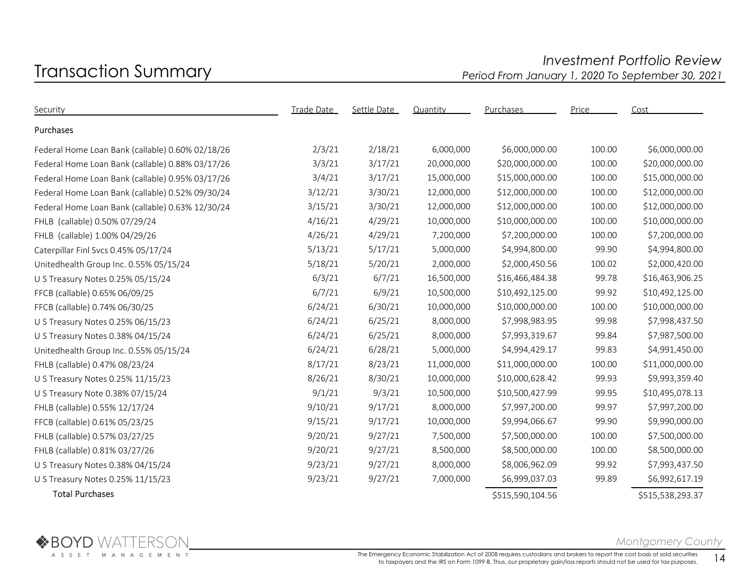# Transaction Summary

*Investment Portfolio Review*
*Period From January 1, 2020 To September 30, 2021*

| Security | Trade Date | Settle Date | Quantity | Purchases | Price | Cost |
|---|---|---|---|---|---|---|
| **Purchases** | | | | | | |
| Federal Home Loan Bank (callable) 0.60% 02/18/26 | 2/3/21 | 2/18/21 | 6,000,000 | $6,000,000.00 | 100.00 | $6,000,000.00 |
| Federal Home Loan Bank (callable) 0.88% 03/17/26 | 3/3/21 | 3/17/21 | 20,000,000 | $20,000,000.00 | 100.00 | $20,000,000.00 |
| Federal Home Loan Bank (callable) 0.95% 03/17/26 | 3/4/21 | 3/17/21 | 15,000,000 | $15,000,000.00 | 100.00 | $15,000,000.00 |
| Federal Home Loan Bank (callable) 0.52% 09/30/24 | 3/12/21 | 3/30/21 | 12,000,000 | $12,000,000.00 | 100.00 | $12,000,000.00 |
| Federal Home Loan Bank (callable) 0.63% 12/30/24 | 3/15/21 | 3/30/21 | 12,000,000 | $12,000,000.00 | 100.00 | $12,000,000.00 |
| FHLB (callable) 0.50% 07/29/24 | 4/16/21 | 4/29/21 | 10,000,000 | $10,000,000.00 | 100.00 | $10,000,000.00 |
| FHLB (callable) 1.00% 04/29/26 | 4/26/21 | 4/29/21 | 7,200,000 | $7,200,000.00 | 100.00 | $7,200,000.00 |
| Caterpillar Finl Svcs 0.45% 05/17/24 | 5/13/21 | 5/17/21 | 5,000,000 | $4,994,800.00 | 99.90 | $4,994,800.00 |
| Unitedhealth Group Inc. 0.55% 05/15/24 | 5/18/21 | 5/20/21 | 2,000,000 | $2,000,450.56 | 100.02 | $2,000,420.00 |
| U S Treasury Notes 0.25% 05/15/24 | 6/3/21 | 6/7/21 | 16,500,000 | $16,466,484.38 | 99.78 | $16,463,906.25 |
| FFCB (callable) 0.65% 06/09/25 | 6/7/21 | 6/9/21 | 10,500,000 | $10,492,125.00 | 99.92 | $10,492,125.00 |
| FFCB (callable) 0.74% 06/30/25 | 6/24/21 | 6/30/21 | 10,000,000 | $10,000,000.00 | 100.00 | $10,000,000.00 |
| U S Treasury Notes 0.25% 06/15/23 | 6/24/21 | 6/25/21 | 8,000,000 | $7,998,983.95 | 99.98 | $7,998,437.50 |
| U S Treasury Notes 0.38% 04/15/24 | 6/24/21 | 6/25/21 | 8,000,000 | $7,993,319.67 | 99.84 | $7,987,500.00 |
| Unitedhealth Group Inc. 0.55% 05/15/24 | 6/24/21 | 6/28/21 | 5,000,000 | $4,994,429.17 | 99.83 | $4,991,450.00 |
| FHLB (callable) 0.47% 08/23/24 | 8/17/21 | 8/23/21 | 11,000,000 | $11,000,000.00 | 100.00 | $11,000,000.00 |
| U S Treasury Notes 0.25% 11/15/23 | 8/26/21 | 8/30/21 | 10,000,000 | $10,000,628.42 | 99.93 | $9,993,359.40 |
| U S Treasury Note 0.38% 07/15/24 | 9/1/21 | 9/3/21 | 10,500,000 | $10,500,427.99 | 99.95 | $10,495,078.13 |
| FHLB (callable) 0.55% 12/17/24 | 9/10/21 | 9/17/21 | 8,000,000 | $7,997,200.00 | 99.97 | $7,997,200.00 |
| FFCB (callable) 0.61% 05/23/25 | 9/15/21 | 9/17/21 | 10,000,000 | $9,994,066.67 | 99.90 | $9,990,000.00 |
| FHLB (callable) 0.57% 03/27/25 | 9/20/21 | 9/27/21 | 7,500,000 | $7,500,000.00 | 100.00 | $7,500,000.00 |
| FHLB (callable) 0.81% 03/27/26 | 9/20/21 | 9/27/21 | 8,500,000 | $8,500,000.00 | 100.00 | $8,500,000.00 |
| U S Treasury Notes 0.38% 04/15/24 | 9/23/21 | 9/27/21 | 8,000,000 | $8,006,962.09 | 99.92 | $7,993,437.50 |
| U S Treasury Notes 0.25% 11/15/23 | 9/23/21 | 9/27/21 | 7,000,000 | $6,999,037.03 | 99.89 | $6,992,617.19 |
| Total Purchases | | | | $515,590,104.56 | | $515,538,293.37 |

The Emergency Economic Stabilization Act of 2008 requires custodians and brokers to report the cost basis of sold securities to taxpayers and the IRS on Form 1099-B. Thus, our proprietary gain/loss reports should not be used for tax purposes.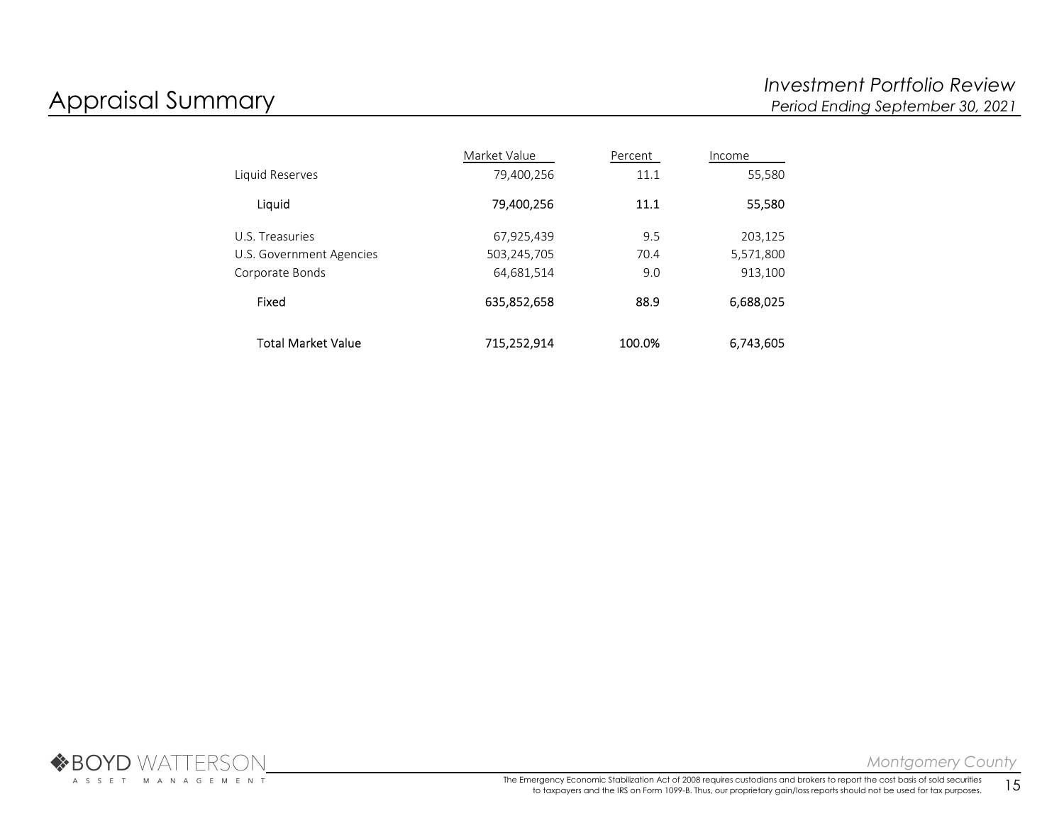# Appraisal Summary

| | Market Value | Percent | Income |
|---|---|---|---|
| Liquid Reserves | 79,400,256 | 11.1 | 55,580 |
| **Liquid** | **79,400,256** | **11.1** | **55,580** |
| U.S. Treasuries | 67,925,439 | 9.5 | 203,125 |
| U.S. Government Agencies | 503,245,705 | 70.4 | 5,571,800 |
| Corporate Bonds | 64,681,514 | 9.0 | 913,100 |
| **Fixed** | **635,852,658** | **88.9** | **6,688,025** |
| **Total Market Value** | **715,252,914** | **100.0%** | **6,743,605** |

The Emergency Economic Stabilization Act of 2008 requires custodians and brokers to report the cost basis of sold securities to taxpayers and the IRS on Form 1099-B. Thus, our proprietary gain/loss reports should not be used for tax purposes.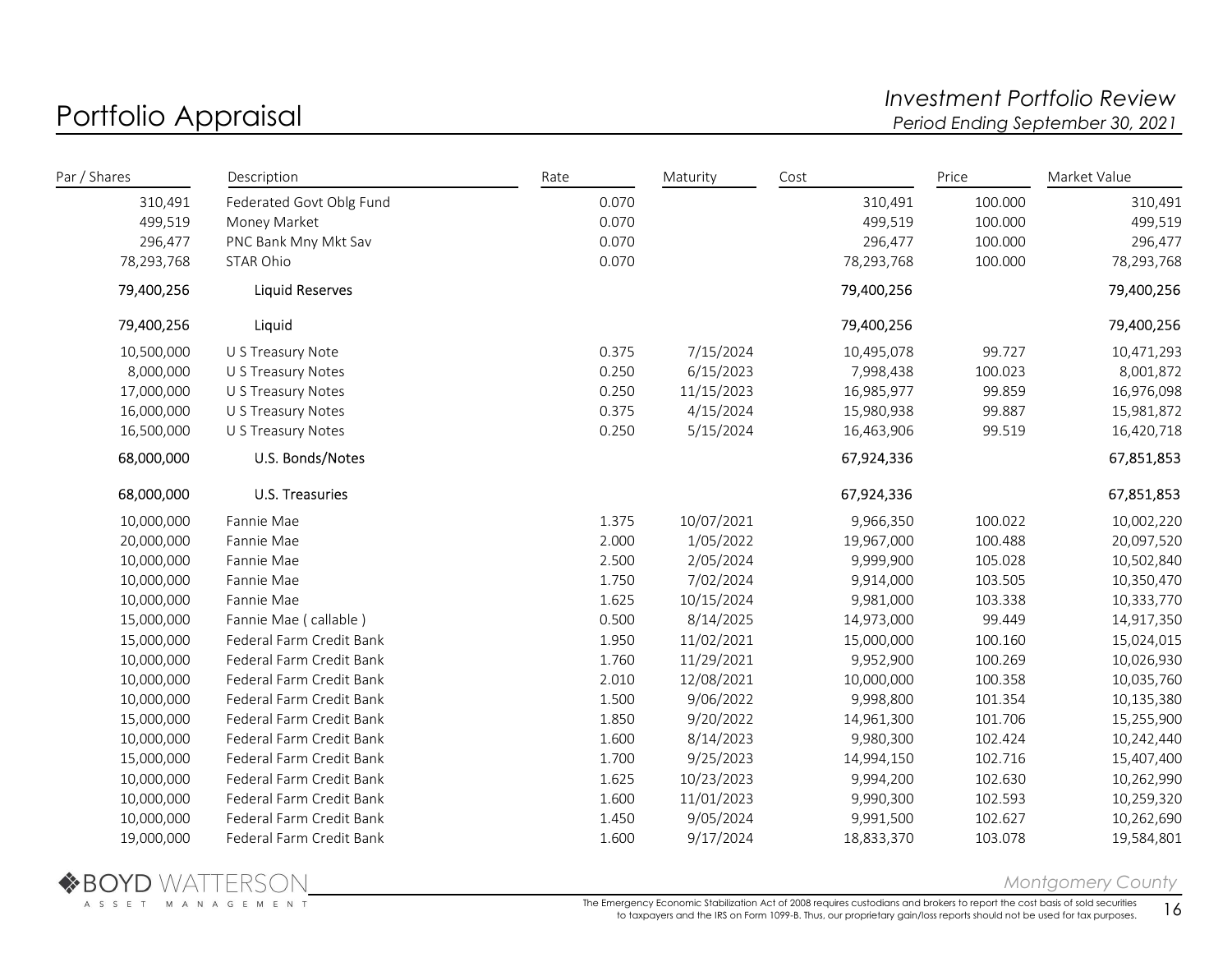# Portfolio Appraisal

*Investment Portfolio Review*
*Period Ending September 30, 2021*

| Par / Shares | Description | Rate | Maturity | Cost | Price | Market Value |
|---|---|---|---|---|---|---|
| 310,491 | Federated Govt Oblg Fund | 0.070 | | 310,491 | 100.000 | 310,491 |
| 499,519 | Money Market | 0.070 | | 499,519 | 100.000 | 499,519 |
| 296,477 | PNC Bank Mny Mkt Sav | 0.070 | | 296,477 | 100.000 | 296,477 |
| 78,293,768 | STAR Ohio | 0.070 | | 78,293,768 | 100.000 | 78,293,768 |
| 79,400,256 | Liquid Reserves | | | 79,400,256 | | 79,400,256 |
| 79,400,256 | Liquid | | | 79,400,256 | | 79,400,256 |
| 10,500,000 | U S Treasury Note | 0.375 | 7/15/2024 | 10,495,078 | 99.727 | 10,471,293 |
| 8,000,000 | U S Treasury Notes | 0.250 | 6/15/2023 | 7,998,438 | 100.023 | 8,001,872 |
| 17,000,000 | U S Treasury Notes | 0.250 | 11/15/2023 | 16,985,977 | 99.859 | 16,976,098 |
| 16,000,000 | U S Treasury Notes | 0.375 | 4/15/2024 | 15,980,938 | 99.887 | 15,981,872 |
| 16,500,000 | U S Treasury Notes | 0.250 | 5/15/2024 | 16,463,906 | 99.519 | 16,420,718 |
| 68,000,000 | U.S. Bonds/Notes | | | 67,924,336 | | 67,851,853 |
| 68,000,000 | U.S. Treasuries | | | 67,924,336 | | 67,851,853 |
| 10,000,000 | Fannie Mae | 1.375 | 10/07/2021 | 9,966,350 | 100.022 | 10,002,220 |
| 20,000,000 | Fannie Mae | 2.000 | 1/05/2022 | 19,967,000 | 100.488 | 20,097,520 |
| 10,000,000 | Fannie Mae | 2.500 | 2/05/2024 | 9,999,900 | 105.028 | 10,502,840 |
| 10,000,000 | Fannie Mae | 1.750 | 7/02/2024 | 9,914,000 | 103.505 | 10,350,470 |
| 10,000,000 | Fannie Mae | 1.625 | 10/15/2024 | 9,981,000 | 103.338 | 10,333,770 |
| 15,000,000 | Fannie Mae ( callable ) | 0.500 | 8/14/2025 | 14,973,000 | 99.449 | 14,917,350 |
| 15,000,000 | Federal Farm Credit Bank | 1.950 | 11/02/2021 | 15,000,000 | 100.160 | 15,024,015 |
| 10,000,000 | Federal Farm Credit Bank | 1.760 | 11/29/2021 | 9,952,900 | 100.269 | 10,026,930 |
| 10,000,000 | Federal Farm Credit Bank | 2.010 | 12/08/2021 | 10,000,000 | 100.358 | 10,035,760 |
| 10,000,000 | Federal Farm Credit Bank | 1.500 | 9/06/2022 | 9,998,800 | 101.354 | 10,135,380 |
| 15,000,000 | Federal Farm Credit Bank | 1.850 | 9/20/2022 | 14,961,300 | 101.706 | 15,255,900 |
| 10,000,000 | Federal Farm Credit Bank | 1.600 | 8/14/2023 | 9,980,300 | 102.424 | 10,242,440 |
| 15,000,000 | Federal Farm Credit Bank | 1.700 | 9/25/2023 | 14,994,150 | 102.716 | 15,407,400 |
| 10,000,000 | Federal Farm Credit Bank | 1.625 | 10/23/2023 | 9,994,200 | 102.630 | 10,262,990 |
| 10,000,000 | Federal Farm Credit Bank | 1.600 | 11/01/2023 | 9,990,300 | 102.593 | 10,259,320 |
| 10,000,000 | Federal Farm Credit Bank | 1.450 | 9/05/2024 | 9,991,500 | 102.627 | 10,262,690 |
| 19,000,000 | Federal Farm Credit Bank | 1.600 | 9/17/2024 | 18,833,370 | 103.078 | 19,584,801 |

BOYD WATTERSON ASSET MANAGEMENT

*Montgomery County*

The Emergency Economic Stabilization Act of 2008 requires custodians and brokers to report the cost basis of sold securities to taxpayers and the IRS on Form 1099-B. Thus, our proprietary gain/loss reports should not be used for tax purposes.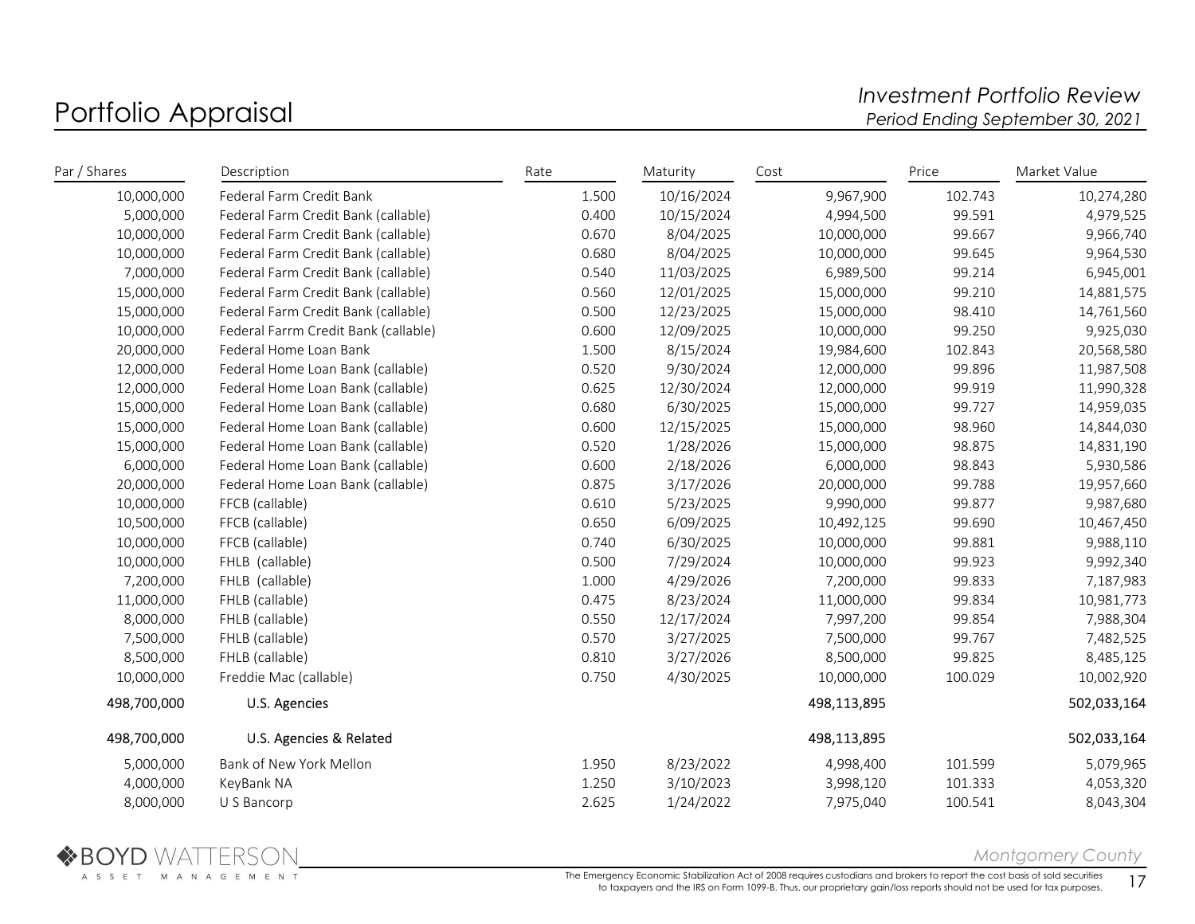# Portfolio Appraisal

*Investment Portfolio Review*
*Period Ending September 30, 2021*

| Par / Shares | Description | Rate | Maturity | Cost | Price | Market Value |
|---|---|---|---|---|---|---|
| 10,000,000 | Federal Farm Credit Bank | 1.500 | 10/16/2024 | 9,967,900 | 102.743 | 10,274,280 |
| 5,000,000 | Federal Farm Credit Bank (callable) | 0.400 | 10/15/2024 | 4,994,500 | 99.591 | 4,979,525 |
| 10,000,000 | Federal Farm Credit Bank (callable) | 0.670 | 8/04/2025 | 10,000,000 | 99.667 | 9,966,740 |
| 10,000,000 | Federal Farm Credit Bank (callable) | 0.680 | 8/04/2025 | 10,000,000 | 99.645 | 9,964,530 |
| 7,000,000 | Federal Farm Credit Bank (callable) | 0.540 | 11/03/2025 | 6,989,500 | 99.214 | 6,945,001 |
| 15,000,000 | Federal Farm Credit Bank (callable) | 0.560 | 12/01/2025 | 15,000,000 | 99.210 | 14,881,575 |
| 15,000,000 | Federal Farm Credit Bank (callable) | 0.500 | 12/23/2025 | 15,000,000 | 98.410 | 14,761,560 |
| 10,000,000 | Federal Farrm Credit Bank (callable) | 0.600 | 12/09/2025 | 10,000,000 | 99.250 | 9,925,030 |
| 20,000,000 | Federal Home Loan Bank | 1.500 | 8/15/2024 | 19,984,600 | 102.843 | 20,568,580 |
| 12,000,000 | Federal Home Loan Bank (callable) | 0.520 | 9/30/2024 | 12,000,000 | 99.896 | 11,987,508 |
| 12,000,000 | Federal Home Loan Bank (callable) | 0.625 | 12/30/2024 | 12,000,000 | 99.919 | 11,990,328 |
| 15,000,000 | Federal Home Loan Bank (callable) | 0.680 | 6/30/2025 | 15,000,000 | 99.727 | 14,959,035 |
| 15,000,000 | Federal Home Loan Bank (callable) | 0.600 | 12/15/2025 | 15,000,000 | 98.960 | 14,844,030 |
| 15,000,000 | Federal Home Loan Bank (callable) | 0.520 | 1/28/2026 | 15,000,000 | 98.875 | 14,831,190 |
| 6,000,000 | Federal Home Loan Bank (callable) | 0.600 | 2/18/2026 | 6,000,000 | 98.843 | 5,930,586 |
| 20,000,000 | Federal Home Loan Bank (callable) | 0.875 | 3/17/2026 | 20,000,000 | 99.788 | 19,957,660 |
| 10,000,000 | FFCB (callable) | 0.610 | 5/23/2025 | 9,990,000 | 99.877 | 9,987,680 |
| 10,500,000 | FFCB (callable) | 0.650 | 6/09/2025 | 10,492,125 | 99.690 | 10,467,450 |
| 10,000,000 | FFCB (callable) | 0.740 | 6/30/2025 | 10,000,000 | 99.881 | 9,988,110 |
| 10,000,000 | FHLB (callable) | 0.500 | 7/29/2024 | 10,000,000 | 99.923 | 9,992,340 |
| 7,200,000 | FHLB (callable) | 1.000 | 4/29/2026 | 7,200,000 | 99.833 | 7,187,983 |
| 11,000,000 | FHLB (callable) | 0.475 | 8/23/2024 | 11,000,000 | 99.834 | 10,981,773 |
| 8,000,000 | FHLB (callable) | 0.550 | 12/17/2024 | 7,997,200 | 99.854 | 7,988,304 |
| 7,500,000 | FHLB (callable) | 0.570 | 3/27/2025 | 7,500,000 | 99.767 | 7,482,525 |
| 8,500,000 | FHLB (callable) | 0.810 | 3/27/2026 | 8,500,000 | 99.825 | 8,485,125 |
| 10,000,000 | Freddie Mac (callable) | 0.750 | 4/30/2025 | 10,000,000 | 100.029 | 10,002,920 |
| 498,700,000 | U.S. Agencies | | | 498,113,895 | | 502,033,164 |
| 498,700,000 | U.S. Agencies & Related | | | 498,113,895 | | 502,033,164 |
| 5,000,000 | Bank of New York Mellon | 1.950 | 8/23/2022 | 4,998,400 | 101.599 | 5,079,965 |
| 4,000,000 | KeyBank NA | 1.250 | 3/10/2023 | 3,998,120 | 101.333 | 4,053,320 |
| 8,000,000 | U S Bancorp | 2.625 | 1/24/2022 | 7,975,040 | 100.541 | 8,043,304 |

The Emergency Economic Stabilization Act of 2008 requires custodians and brokers to report the cost basis of sold securities to taxpayers and the IRS on Form 1099-B. Thus, our proprietary gain/loss reports should not be used for tax purposes.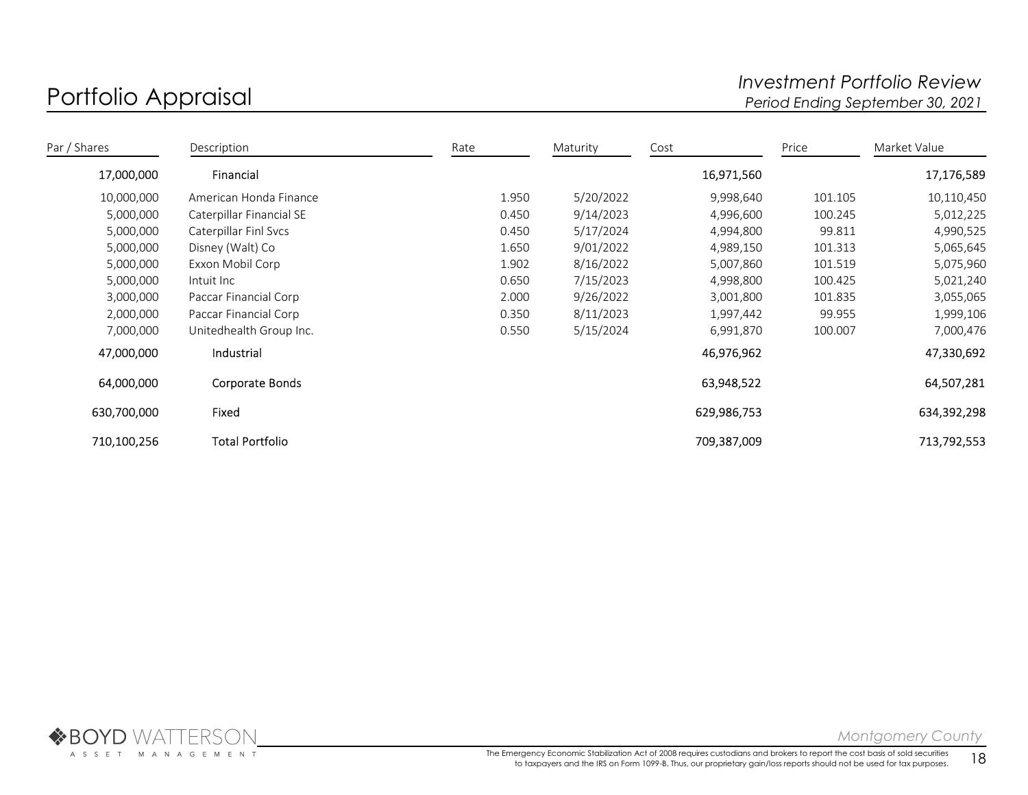# Portfolio Appraisal

*Investment Portfolio Review*
*Period Ending September 30, 2021*

| Par / Shares | Description | Rate | Maturity | Cost | Price | Market Value |
|---|---|---|---|---|---|---|
| 17,000,000 | Financial | | | 16,971,560 | | 17,176,589 |
| 10,000,000 | American Honda Finance | 1.950 | 5/20/2022 | 9,998,640 | 101.105 | 10,110,450 |
| 5,000,000 | Caterpillar Financial SE | 0.450 | 9/14/2023 | 4,996,600 | 100.245 | 5,012,225 |
| 5,000,000 | Caterpillar Finl Svcs | 0.450 | 5/17/2024 | 4,994,800 | 99.811 | 4,990,525 |
| 5,000,000 | Disney (Walt) Co | 1.650 | 9/01/2022 | 4,989,150 | 101.313 | 5,065,645 |
| 5,000,000 | Exxon Mobil Corp | 1.902 | 8/16/2022 | 5,007,860 | 101.519 | 5,075,960 |
| 5,000,000 | Intuit Inc | 0.650 | 7/15/2023 | 4,998,800 | 100.425 | 5,021,240 |
| 3,000,000 | Paccar Financial Corp | 2.000 | 9/26/2022 | 3,001,800 | 101.835 | 3,055,065 |
| 2,000,000 | Paccar Financial Corp | 0.350 | 8/11/2023 | 1,997,442 | 99.955 | 1,999,106 |
| 7,000,000 | Unitedhealth Group Inc. | 0.550 | 5/15/2024 | 6,991,870 | 100.007 | 7,000,476 |
| 47,000,000 | Industrial | | | 46,976,962 | | 47,330,692 |
| 64,000,000 | Corporate Bonds | | | 63,948,522 | | 64,507,281 |
| 630,700,000 | Fixed | | | 629,986,753 | | 634,392,298 |
| 710,100,256 | Total Portfolio | | | 709,387,009 | | 713,792,553 |

BOYD WATTERSON ASSET MANAGEMENT

Montgomery County

The Emergency Economic Stabilization Act of 2008 requires custodians and brokers to report the cost basis of sold securities to taxpayers and the IRS on Form 1099-B. Thus, our proprietary gain/loss reports should not be used for tax purposes.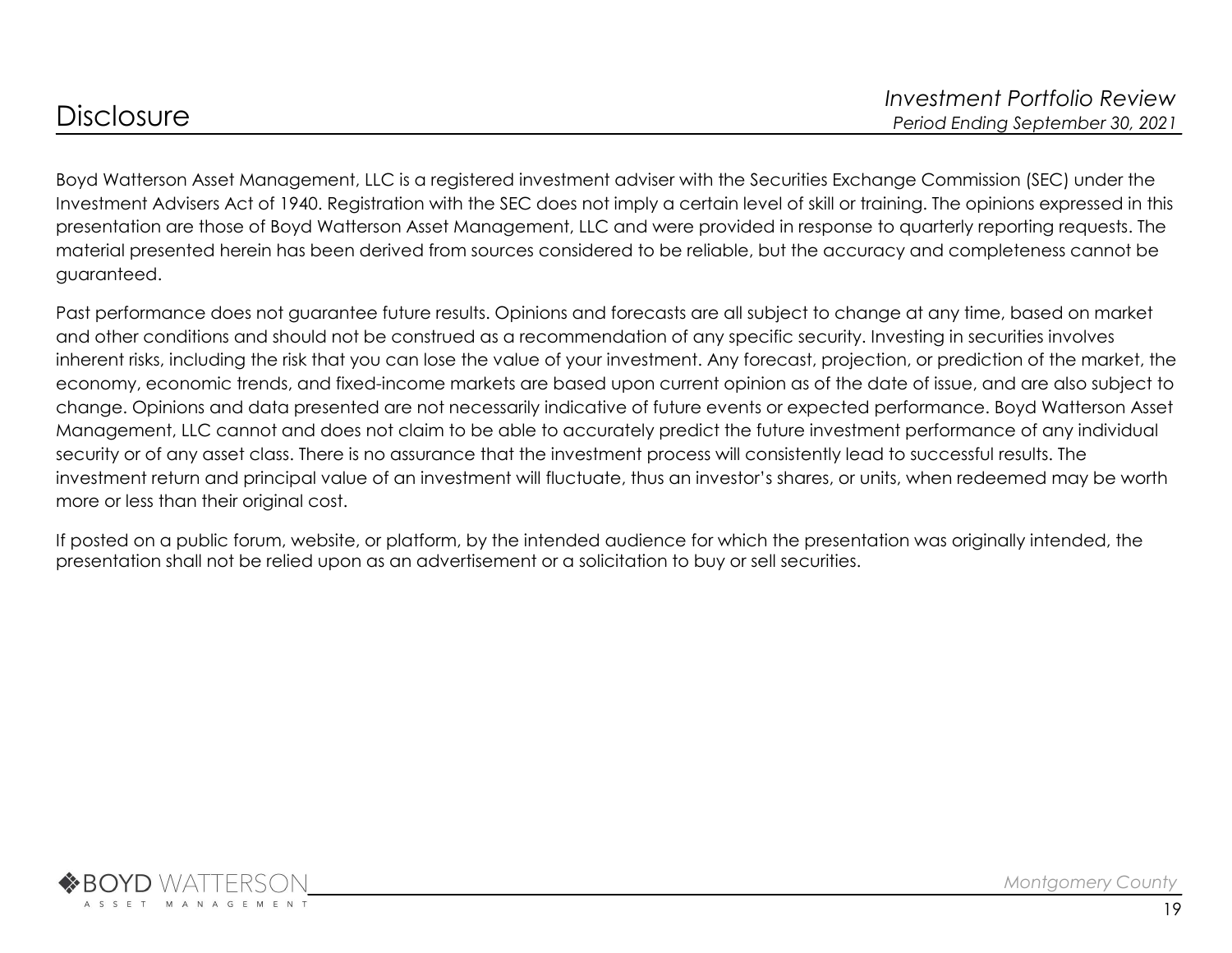# Disclosure

Boyd Watterson Asset Management, LLC is a registered investment adviser with the Securities Exchange Commission (SEC) under the Investment Advisers Act of 1940. Registration with the SEC does not imply a certain level of skill or training. The opinions expressed in this presentation are those of Boyd Watterson Asset Management, LLC and were provided in response to quarterly reporting requests. The material presented herein has been derived from sources considered to be reliable, but the accuracy and completeness cannot be guaranteed.

Past performance does not guarantee future results. Opinions and forecasts are all subject to change at any time, based on market and other conditions and should not be construed as a recommendation of any specific security. Investing in securities involves inherent risks, including the risk that you can lose the value of your investment. Any forecast, projection, or prediction of the market, the economy, economic trends, and fixed-income markets are based upon current opinion as of the date of issue, and are also subject to change. Opinions and data presented are not necessarily indicative of future events or expected performance. Boyd Watterson Asset Management, LLC cannot and does not claim to be able to accurately predict the future investment performance of any individual security or of any asset class. There is no assurance that the investment process will consistently lead to successful results. The investment return and principal value of an investment will fluctuate, thus an investor's shares, or units, when redeemed may be worth more or less than their original cost.

If posted on a public forum, website, or platform, by the intended audience for which the presentation was originally intended, the presentation shall not be relied upon as an advertisement or a solicitation to buy or sell securities.